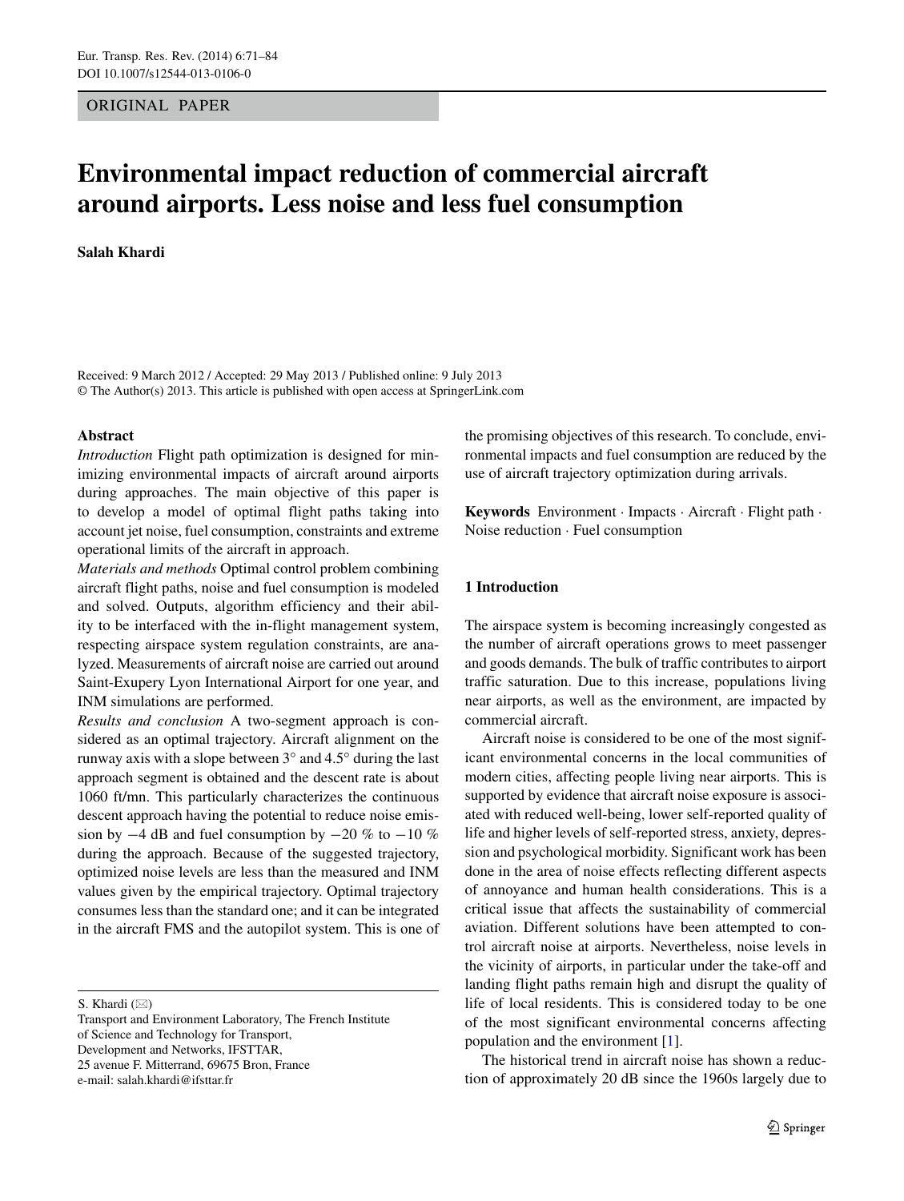ORIGINAL PAPER

# Environmental impact reduction of commercial aircraft around airports. Less noise and less fuel consumption

**Salah Khardi**

Received: 9 March 2012 / Accepted: 29 May 2013 / Published online: 9 July 2013
© The Author(s) 2013. This article is published with open access at SpringerLink.com

**Abstract**

*Introduction* Flight path optimization is designed for minimizing environmental impacts of aircraft around airports during approaches. The main objective of this paper is to develop a model of optimal flight paths taking into account jet noise, fuel consumption, constraints and extreme operational limits of the aircraft in approach.

*Materials and methods* Optimal control problem combining aircraft flight paths, noise and fuel consumption is modeled and solved. Outputs, algorithm efficiency and their ability to be interfaced with the in-flight management system, respecting airspace system regulation constraints, are analyzed. Measurements of aircraft noise are carried out around Saint-Exupery Lyon International Airport for one year, and INM simulations are performed.

*Results and conclusion* A two-segment approach is considered as an optimal trajectory. Aircraft alignment on the runway axis with a slope between 3° and 4.5° during the last approach segment is obtained and the descent rate is about 1060 ft/mn. This particularly characterizes the continuous descent approach having the potential to reduce noise emission by −4 dB and fuel consumption by −20 % to −10 % during the approach. Because of the suggested trajectory, optimized noise levels are less than the measured and INM values given by the empirical trajectory. Optimal trajectory consumes less than the standard one; and it can be integrated in the aircraft FMS and the autopilot system. This is one of the promising objectives of this research. To conclude, environmental impacts and fuel consumption are reduced by the use of aircraft trajectory optimization during arrivals.

**Keywords** Environment · Impacts · Aircraft · Flight path · Noise reduction · Fuel consumption

S. Khardi (✉)
Transport and Environment Laboratory, The French Institute of Science and Technology for Transport, Development and Networks, IFSTTAR, 25 avenue F. Mitterrand, 69675 Bron, France
e-mail: salah.khardi@ifsttar.fr

## 1 Introduction

The airspace system is becoming increasingly congested as the number of aircraft operations grows to meet passenger and goods demands. The bulk of traffic contributes to airport traffic saturation. Due to this increase, populations living near airports, as well as the environment, are impacted by commercial aircraft.

Aircraft noise is considered to be one of the most significant environmental concerns in the local communities of modern cities, affecting people living near airports. This is supported by evidence that aircraft noise exposure is associated with reduced well-being, lower self-reported quality of life and higher levels of self-reported stress, anxiety, depression and psychological morbidity. Significant work has been done in the area of noise effects reflecting different aspects of annoyance and human health considerations. This is a critical issue that affects the sustainability of commercial aviation. Different solutions have been attempted to control aircraft noise at airports. Nevertheless, noise levels in the vicinity of airports, in particular under the take-off and landing flight paths remain high and disrupt the quality of life of local residents. This is considered today to be one of the most significant environmental concerns affecting population and the environment [1].

The historical trend in aircraft noise has shown a reduction of approximately 20 dB since the 1960s largely due to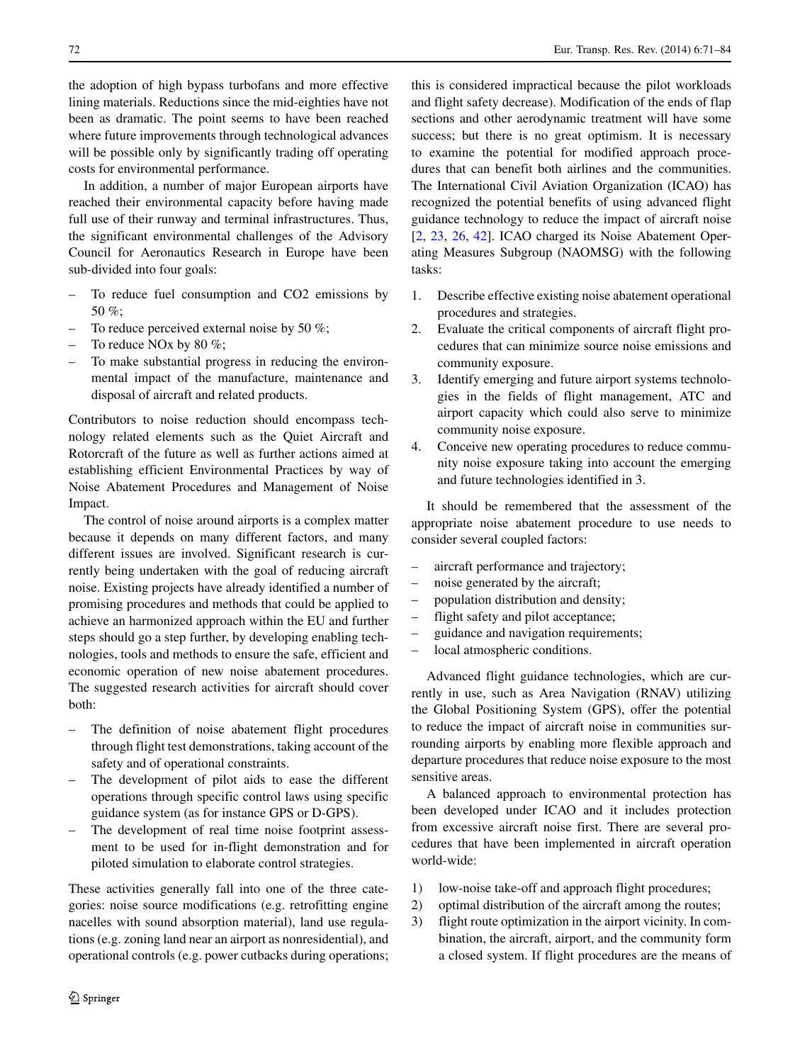the adoption of high bypass turbofans and more effective lining materials. Reductions since the mid-eighties have not been as dramatic. The point seems to have been reached where future improvements through technological advances will be possible only by significantly trading off operating costs for environmental performance.

In addition, a number of major European airports have reached their environmental capacity before having made full use of their runway and terminal infrastructures. Thus, the significant environmental challenges of the Advisory Council for Aeronautics Research in Europe have been sub-divided into four goals:

- To reduce fuel consumption and CO2 emissions by 50 %;
- To reduce perceived external noise by 50 %;
- To reduce NOx by 80 %;
- To make substantial progress in reducing the environmental impact of the manufacture, maintenance and disposal of aircraft and related products.

Contributors to noise reduction should encompass technology related elements such as the Quiet Aircraft and Rotorcraft of the future as well as further actions aimed at establishing efficient Environmental Practices by way of Noise Abatement Procedures and Management of Noise Impact.

The control of noise around airports is a complex matter because it depends on many different factors, and many different issues are involved. Significant research is currently being undertaken with the goal of reducing aircraft noise. Existing projects have already identified a number of promising procedures and methods that could be applied to achieve an harmonized approach within the EU and further steps should go a step further, by developing enabling technologies, tools and methods to ensure the safe, efficient and economic operation of new noise abatement procedures. The suggested research activities for aircraft should cover both:

- The definition of noise abatement flight procedures through flight test demonstrations, taking account of the safety and of operational constraints.
- The development of pilot aids to ease the different operations through specific control laws using specific guidance system (as for instance GPS or D-GPS).
- The development of real time noise footprint assessment to be used for in-flight demonstration and for piloted simulation to elaborate control strategies.

These activities generally fall into one of the three categories: noise source modifications (e.g. retrofitting engine nacelles with sound absorption material), land use regulations (e.g. zoning land near an airport as nonresidential), and operational controls (e.g. power cutbacks during operations; this is considered impractical because the pilot workloads and flight safety decrease). Modification of the ends of flap sections and other aerodynamic treatment will have some success; but there is no great optimism. It is necessary to examine the potential for modified approach procedures that can benefit both airlines and the communities. The International Civil Aviation Organization (ICAO) has recognized the potential benefits of using advanced flight guidance technology to reduce the impact of aircraft noise [2, 23, 26, 42]. ICAO charged its Noise Abatement Operating Measures Subgroup (NAOMSG) with the following tasks:

1. Describe effective existing noise abatement operational procedures and strategies.
2. Evaluate the critical components of aircraft flight procedures that can minimize source noise emissions and community exposure.
3. Identify emerging and future airport systems technologies in the fields of flight management, ATC and airport capacity which could also serve to minimize community noise exposure.
4. Conceive new operating procedures to reduce community noise exposure taking into account the emerging and future technologies identified in 3.

It should be remembered that the assessment of the appropriate noise abatement procedure to use needs to consider several coupled factors:

- aircraft performance and trajectory;
- noise generated by the aircraft;
- population distribution and density;
- flight safety and pilot acceptance;
- guidance and navigation requirements;
- local atmospheric conditions.

Advanced flight guidance technologies, which are currently in use, such as Area Navigation (RNAV) utilizing the Global Positioning System (GPS), offer the potential to reduce the impact of aircraft noise in communities surrounding airports by enabling more flexible approach and departure procedures that reduce noise exposure to the most sensitive areas.

A balanced approach to environmental protection has been developed under ICAO and it includes protection from excessive aircraft noise first. There are several procedures that have been implemented in aircraft operation world-wide:

1) low-noise take-off and approach flight procedures;
2) optimal distribution of the aircraft among the routes;
3) flight route optimization in the airport vicinity. In combination, the aircraft, airport, and the community form a closed system. If flight procedures are the means of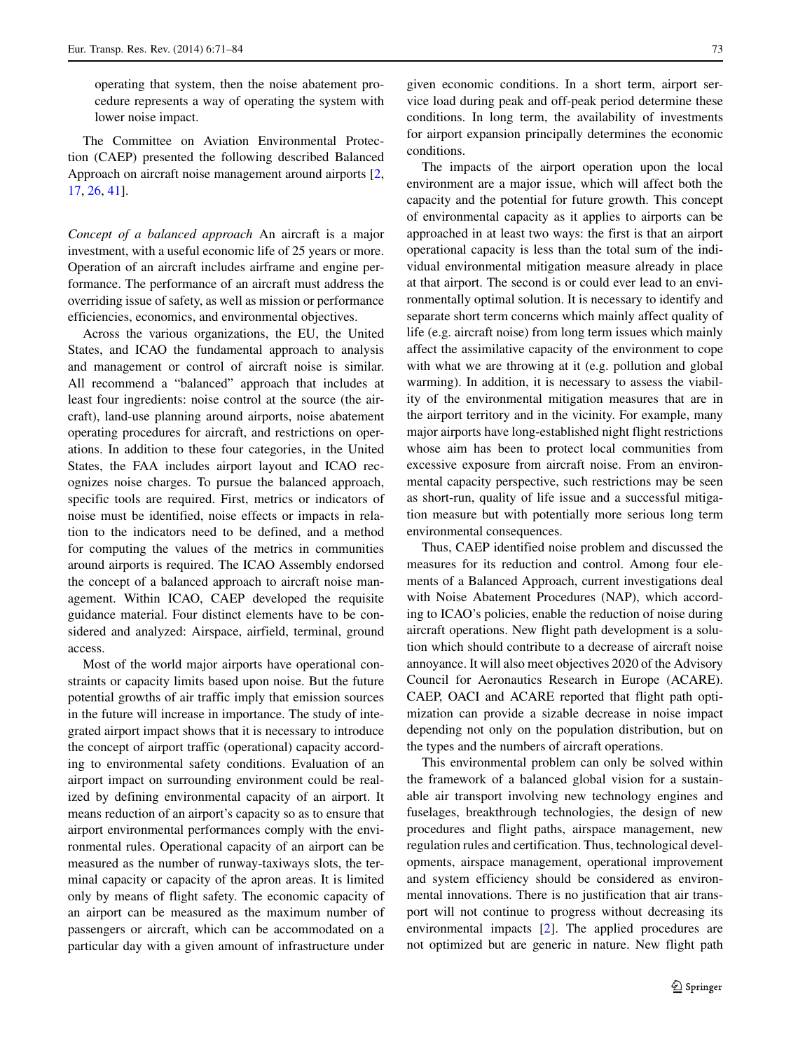operating that system, then the noise abatement procedure represents a way of operating the system with lower noise impact.

The Committee on Aviation Environmental Protection (CAEP) presented the following described Balanced Approach on aircraft noise management around airports [2, 17, 26, 41].

*Concept of a balanced approach* An aircraft is a major investment, with a useful economic life of 25 years or more. Operation of an aircraft includes airframe and engine performance. The performance of an aircraft must address the overriding issue of safety, as well as mission or performance efficiencies, economics, and environmental objectives.

Across the various organizations, the EU, the United States, and ICAO the fundamental approach to analysis and management or control of aircraft noise is similar. All recommend a "balanced" approach that includes at least four ingredients: noise control at the source (the aircraft), land-use planning around airports, noise abatement operating procedures for aircraft, and restrictions on operations. In addition to these four categories, in the United States, the FAA includes airport layout and ICAO recognizes noise charges. To pursue the balanced approach, specific tools are required. First, metrics or indicators of noise must be identified, noise effects or impacts in relation to the indicators need to be defined, and a method for computing the values of the metrics in communities around airports is required. The ICAO Assembly endorsed the concept of a balanced approach to aircraft noise management. Within ICAO, CAEP developed the requisite guidance material. Four distinct elements have to be considered and analyzed: Airspace, airfield, terminal, ground access.

Most of the world major airports have operational constraints or capacity limits based upon noise. But the future potential growths of air traffic imply that emission sources in the future will increase in importance. The study of integrated airport impact shows that it is necessary to introduce the concept of airport traffic (operational) capacity according to environmental safety conditions. Evaluation of an airport impact on surrounding environment could be realized by defining environmental capacity of an airport. It means reduction of an airport's capacity so as to ensure that airport environmental performances comply with the environmental rules. Operational capacity of an airport can be measured as the number of runway-taxiways slots, the terminal capacity or capacity of the apron areas. It is limited only by means of flight safety. The economic capacity of an airport can be measured as the maximum number of passengers or aircraft, which can be accommodated on a particular day with a given amount of infrastructure under given economic conditions. In a short term, airport service load during peak and off-peak period determine these conditions. In long term, the availability of investments for airport expansion principally determines the economic conditions.

The impacts of the airport operation upon the local environment are a major issue, which will affect both the capacity and the potential for future growth. This concept of environmental capacity as it applies to airports can be approached in at least two ways: the first is that an airport operational capacity is less than the total sum of the individual environmental mitigation measure already in place at that airport. The second is or could ever lead to an environmentally optimal solution. It is necessary to identify and separate short term concerns which mainly affect quality of life (e.g. aircraft noise) from long term issues which mainly affect the assimilative capacity of the environment to cope with what we are throwing at it (e.g. pollution and global warming). In addition, it is necessary to assess the viability of the environmental mitigation measures that are in the airport territory and in the vicinity. For example, many major airports have long-established night flight restrictions whose aim has been to protect local communities from excessive exposure from aircraft noise. From an environmental capacity perspective, such restrictions may be seen as short-run, quality of life issue and a successful mitigation measure but with potentially more serious long term environmental consequences.

Thus, CAEP identified noise problem and discussed the measures for its reduction and control. Among four elements of a Balanced Approach, current investigations deal with Noise Abatement Procedures (NAP), which according to ICAO's policies, enable the reduction of noise during aircraft operations. New flight path development is a solution which should contribute to a decrease of aircraft noise annoyance. It will also meet objectives 2020 of the Advisory Council for Aeronautics Research in Europe (ACARE). CAEP, OACI and ACARE reported that flight path optimization can provide a sizable decrease in noise impact depending not only on the population distribution, but on the types and the numbers of aircraft operations.

This environmental problem can only be solved within the framework of a balanced global vision for a sustainable air transport involving new technology engines and fuselages, breakthrough technologies, the design of new procedures and flight paths, airspace management, new regulation rules and certification. Thus, technological developments, airspace management, operational improvement and system efficiency should be considered as environmental innovations. There is no justification that air transport will not continue to progress without decreasing its environmental impacts [2]. The applied procedures are not optimized but are generic in nature. New flight path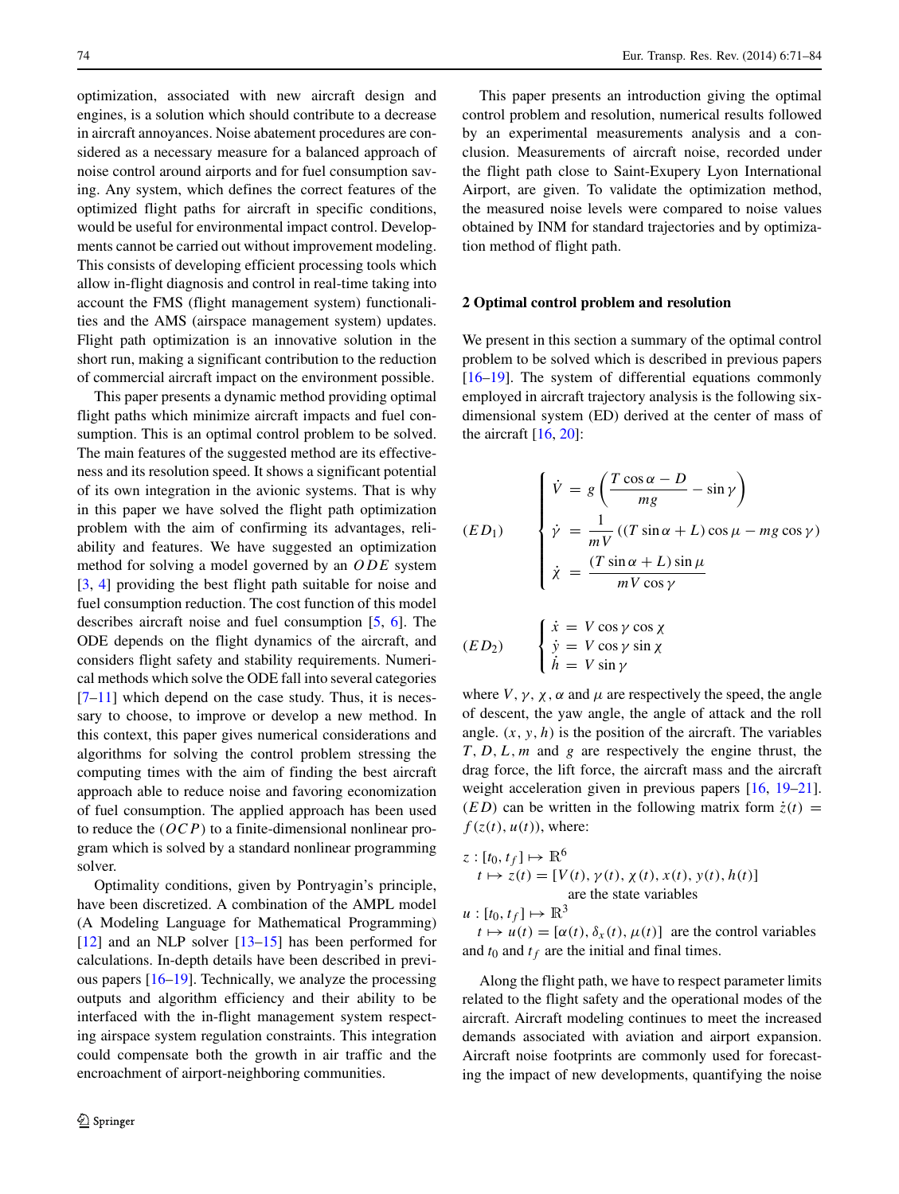optimization, associated with new aircraft design and engines, is a solution which should contribute to a decrease in aircraft annoyances. Noise abatement procedures are considered as a necessary measure for a balanced approach of noise control around airports and for fuel consumption saving. Any system, which defines the correct features of the optimized flight paths for aircraft in specific conditions, would be useful for environmental impact control. Developments cannot be carried out without improvement modeling. This consists of developing efficient processing tools which allow in-flight diagnosis and control in real-time taking into account the FMS (flight management system) functionalities and the AMS (airspace management system) updates. Flight path optimization is an innovative solution in the short run, making a significant contribution to the reduction of commercial aircraft impact on the environment possible.

This paper presents a dynamic method providing optimal flight paths which minimize aircraft impacts and fuel consumption. This is an optimal control problem to be solved. The main features of the suggested method are its effectiveness and its resolution speed. It shows a significant potential of its own integration in the avionic systems. That is why in this paper we have solved the flight path optimization problem with the aim of confirming its advantages, reliability and features. We have suggested an optimization method for solving a model governed by an $ODE$ system [3, 4] providing the best flight path suitable for noise and fuel consumption reduction. The cost function of this model describes aircraft noise and fuel consumption [5, 6]. The ODE depends on the flight dynamics of the aircraft, and considers flight safety and stability requirements. Numerical methods which solve the ODE fall into several categories [7–11] which depend on the case study. Thus, it is necessary to choose, to improve or develop a new method. In this context, this paper gives numerical considerations and algorithms for solving the control problem stressing the computing times with the aim of finding the best aircraft approach able to reduce noise and favoring economization of fuel consumption. The applied approach has been used to reduce the $(OCP)$ to a finite-dimensional nonlinear program which is solved by a standard nonlinear programming solver.

Optimality conditions, given by Pontryagin's principle, have been discretized. A combination of the AMPL model (A Modeling Language for Mathematical Programming) [12] and an NLP solver [13–15] has been performed for calculations. In-depth details have been described in previous papers [16–19]. Technically, we analyze the processing outputs and algorithm efficiency and their ability to be interfaced with the in-flight management system respecting airspace system regulation constraints. This integration could compensate both the growth in air traffic and the encroachment of airport-neighboring communities.

This paper presents an introduction giving the optimal control problem and resolution, numerical results followed by an experimental measurements analysis and a conclusion. Measurements of aircraft noise, recorded under the flight path close to Saint-Exupery Lyon International Airport, are given. To validate the optimization method, the measured noise levels were compared to noise values obtained by INM for standard trajectories and by optimization method of flight path.

## 2 Optimal control problem and resolution

We present in this section a summary of the optimal control problem to be solved which is described in previous papers [16–19]. The system of differential equations commonly employed in aircraft trajectory analysis is the following six-dimensional system (ED) derived at the center of mass of the aircraft [16, 20]:

$$(ED_1) \qquad \begin{cases} \dot{V} = g\left(\dfrac{T\cos\alpha - D}{mg} - \sin\gamma\right) \\ \dot{\gamma} = \dfrac{1}{mV}\left((T\sin\alpha + L)\cos\mu - mg\cos\gamma\right) \\ \dot{\chi} = \dfrac{(T\sin\alpha + L)\sin\mu}{mV\cos\gamma} \end{cases}$$

$$(ED_2) \qquad \begin{cases} \dot{x} = V\cos\gamma\cos\chi \\ \dot{y} = V\cos\gamma\sin\chi \\ \dot{h} = V\sin\gamma \end{cases}$$

where $V, \gamma, \chi, \alpha$ and $\mu$ are respectively the speed, the angle of descent, the yaw angle, the angle of attack and the roll angle. $(x, y, h)$ is the position of the aircraft. The variables $T, D, L, m$ and $g$ are respectively the engine thrust, the drag force, the lift force, the aircraft mass and the aircraft weight acceleration given in previous papers [16, 19–21]. $(ED)$ can be written in the following matrix form $\dot{z}(t) = f(z(t), u(t))$, where:

$z : [t_0, t_f] \mapsto \mathbb{R}^6$
$t \mapsto z(t) = [V(t), \gamma(t), \chi(t), x(t), y(t), h(t)]$ are the state variables
$u : [t_0, t_f] \mapsto \mathbb{R}^3$
$t \mapsto u(t) = [\alpha(t), \delta_x(t), \mu(t)]$ are the control variables
and $t_0$ and $t_f$ are the initial and final times.

Along the flight path, we have to respect parameter limits related to the flight safety and the operational modes of the aircraft. Aircraft modeling continues to meet the increased demands associated with aviation and airport expansion. Aircraft noise footprints are commonly used for forecasting the impact of new developments, quantifying the noise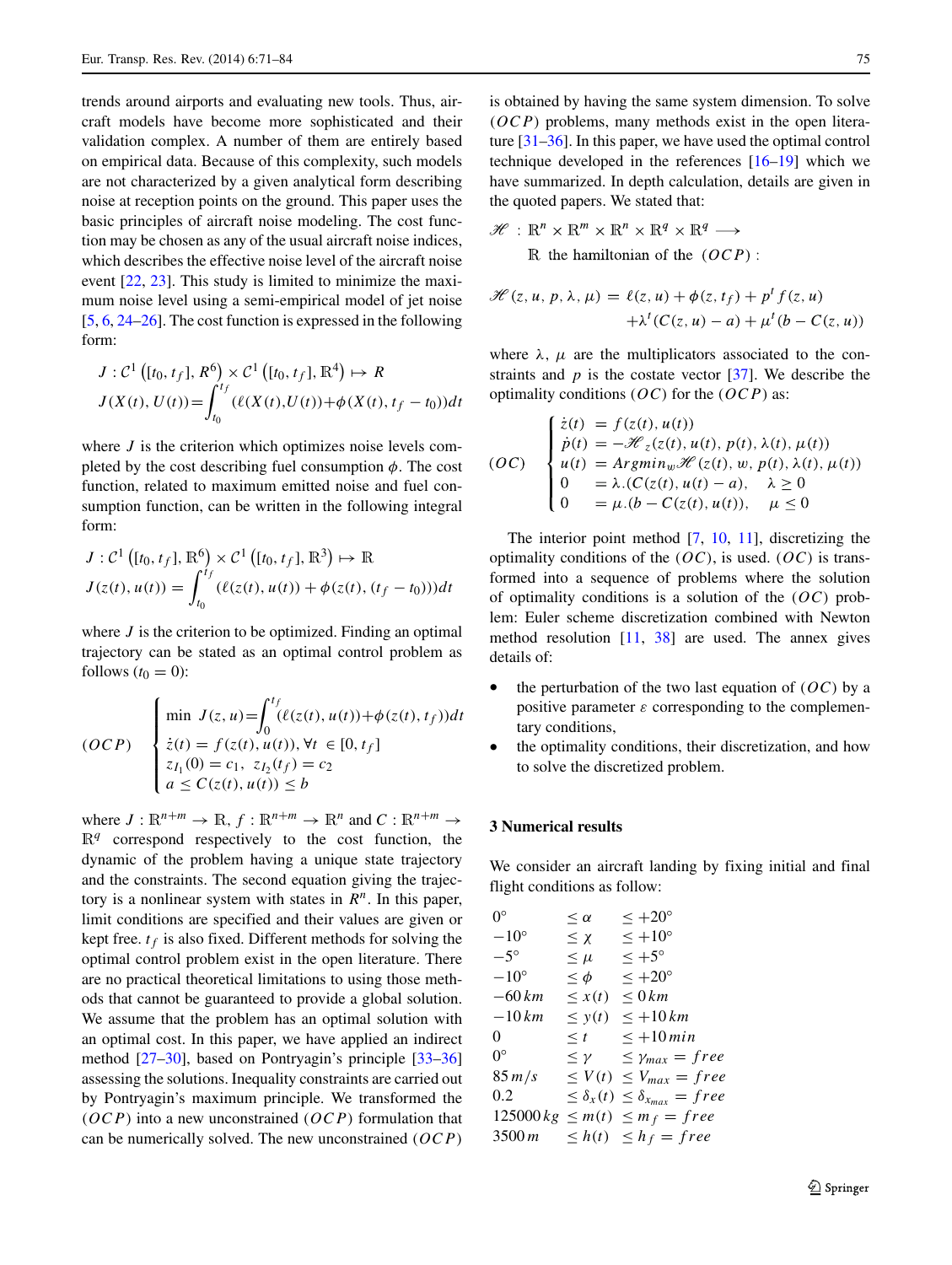trends around airports and evaluating new tools. Thus, aircraft models have become more sophisticated and their validation complex. A number of them are entirely based on empirical data. Because of this complexity, such models are not characterized by a given analytical form describing noise at reception points on the ground. This paper uses the basic principles of aircraft noise modeling. The cost function may be chosen as any of the usual aircraft noise indices, which describes the effective noise level of the aircraft noise event [22, 23]. This study is limited to minimize the maximum noise level using a semi-empirical model of jet noise [5, 6, 24–26]. The cost function is expressed in the following form:

$$J : \mathcal{C}^1\left([t_0, t_f], R^6\right) \times \mathcal{C}^1\left([t_0, t_f], \mathbb{R}^4\right) \mapsto R$$
$$J(X(t), U(t)) = \int_{t_0}^{t_f} (\ell(X(t), U(t)) + \phi(X(t), t_f - t_0))dt$$

where $J$ is the criterion which optimizes noise levels completed by the cost describing fuel consumption $\phi$. The cost function, related to maximum emitted noise and fuel consumption function, can be written in the following integral form:

$$J : \mathcal{C}^1\left([t_0, t_f], \mathbb{R}^6\right) \times \mathcal{C}^1\left([t_0, t_f], \mathbb{R}^3\right) \mapsto \mathbb{R}$$
$$J(z(t), u(t)) = \int_{t_0}^{t_f} (\ell(z(t), u(t)) + \phi(z(t), (t_f - t_0)))dt$$

where $J$ is the criterion to be optimized. Finding an optimal trajectory can be stated as an optimal control problem as follows ($t_0 = 0$):

$$(OCP) \quad \begin{cases} \min\ J(z, u) = \int_0^{t_f} (\ell(z(t), u(t)) + \phi(z(t), t_f))dt \\ \dot{z}(t) = f(z(t), u(t)), \forall t \in [0, t_f] \\ z_{I_1}(0) = c_1,\ z_{I_2}(t_f) = c_2 \\ a \leq C(z(t), u(t)) \leq b \end{cases}$$

where $J : \mathbb{R}^{n+m} \to \mathbb{R}$, $f : \mathbb{R}^{n+m} \to \mathbb{R}^n$ and $C : \mathbb{R}^{n+m} \to \mathbb{R}^q$ correspond respectively to the cost function, the dynamic of the problem having a unique state trajectory and the constraints. The second equation giving the trajectory is a nonlinear system with states in $R^n$. In this paper, limit conditions are specified and their values are given or kept free. $t_f$ is also fixed. Different methods for solving the optimal control problem exist in the open literature. There are no practical theoretical limitations to using those methods that cannot be guaranteed to provide a global solution. We assume that the problem has an optimal solution with an optimal cost. In this paper, we have applied an indirect method [27–30], based on Pontryagin's principle [33–36] assessing the solutions. Inequality constraints are carried out by Pontryagin's maximum principle. We transformed the $(OCP)$ into a new unconstrained $(OCP)$ formulation that can be numerically solved. The new unconstrained $(OCP)$ is obtained by having the same system dimension. To solve $(OCP)$ problems, many methods exist in the open literature [31–36]. In this paper, we have used the optimal control technique developed in the references [16–19] which we have summarized. In depth calculation, details are given in the quoted papers. We stated that:

$\mathscr{H} : \mathbb{R}^n \times \mathbb{R}^m \times \mathbb{R}^n \times \mathbb{R}^q \times \mathbb{R}^q \longrightarrow \mathbb{R}$ the hamiltonian of the $(OCP)$ :

$$\mathscr{H}(z, u, p, \lambda, \mu) = \ell(z, u) + \phi(z, t_f) + p^t f(z, u) + \lambda^t (C(z, u) - a) + \mu^t (b - C(z, u))$$

where $\lambda$, $\mu$ are the multiplicators associated to the constraints and $p$ is the costate vector [37]. We describe the optimality conditions $(OC)$ for the $(OCP)$ as:

$$(OC) \quad \begin{cases} \dot{z}(t) &= f(z(t), u(t)) \\ \dot{p}(t) &= -\mathscr{H}_z(z(t), u(t), p(t), \lambda(t), \mu(t)) \\ u(t) &= Argmin_w \mathscr{H}(z(t), w, p(t), \lambda(t), \mu(t)) \\ 0 &= \lambda.(C(z(t), u(t) - a), \quad \lambda \geq 0 \\ 0 &= \mu.(b - C(z(t), u(t)), \quad \mu \leq 0 \end{cases}$$

The interior point method [7, 10, 11], discretizing the optimality conditions of the $(OC)$, is used. $(OC)$ is transformed into a sequence of problems where the solution of optimality conditions is a solution of the $(OC)$ problem: Euler scheme discretization combined with Newton method resolution [11, 38] are used. The annex gives details of:

- the perturbation of the two last equation of $(OC)$ by a positive parameter $\varepsilon$ corresponding to the complementary conditions,
- the optimality conditions, their discretization, and how to solve the discretized problem.

### 3 Numerical results

We consider an aircraft landing by fixing initial and final flight conditions as follow:

$$\begin{array}{lll} 0^\circ & \leq \alpha & \leq +20^\circ \\ -10^\circ & \leq \chi & \leq +10^\circ \\ -5^\circ & \leq \mu & \leq +5^\circ \\ -10^\circ & \leq \phi & \leq +20^\circ \\ -60\,km & \leq x(t) & \leq 0\,km \\ -10\,km & \leq y(t) & \leq +10\,km \\ 0 & \leq t & \leq +10\,min \\ 0^\circ & \leq \gamma & \leq \gamma_{max} = free \\ 85\,m/s & \leq V(t) & \leq V_{max} = free \\ 0.2 & \leq \delta_x(t) & \leq \delta_{x_{max}} = free \\ 125000\,kg & \leq m(t) & \leq m_f = free \\ 3500\,m & \leq h(t) & \leq h_f = free \end{array}$$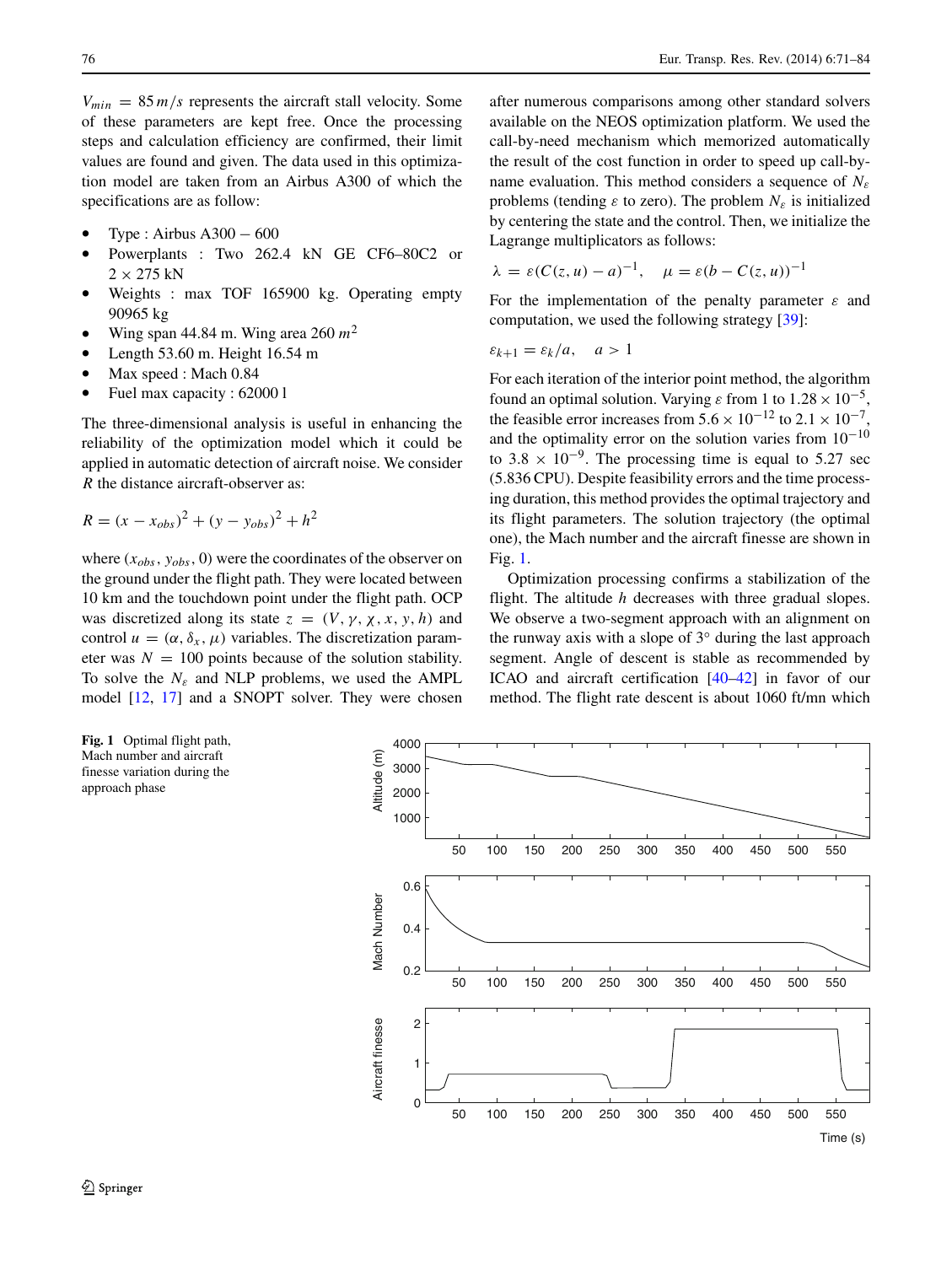$V_{min} = 85\,m/s$ represents the aircraft stall velocity. Some of these parameters are kept free. Once the processing steps and calculation efficiency are confirmed, their limit values are found and given. The data used in this optimization model are taken from an Airbus A300 of which the specifications are as follow:

- Type : Airbus A300 − 600
- Powerplants : Two 262.4 kN GE CF6–80C2 or 2 × 275 kN
- Weights : max TOF 165900 kg. Operating empty 90965 kg
- Wing span 44.84 m. Wing area 260 $m^2$
- Length 53.60 m. Height 16.54 m
- Max speed : Mach 0.84
- Fuel max capacity : 62000 l

The three-dimensional analysis is useful in enhancing the reliability of the optimization model which it could be applied in automatic detection of aircraft noise. We consider $R$ the distance aircraft-observer as:

$$R = (x - x_{obs})^2 + (y - y_{obs})^2 + h^2$$

where $(x_{obs}, y_{obs}, 0)$ were the coordinates of the observer on the ground under the flight path. They were located between 10 km and the touchdown point under the flight path. OCP was discretized along its state $z = (V, \gamma, \chi, x, y, h)$ and control $u = (\alpha, \delta_x, \mu)$ variables. The discretization parameter was $N = 100$ points because of the solution stability. To solve the $N_\varepsilon$ and NLP problems, we used the AMPL model [12, 17] and a SNOPT solver. They were chosen after numerous comparisons among other standard solvers available on the NEOS optimization platform. We used the call-by-need mechanism which memorized automatically the result of the cost function in order to speed up call-by-name evaluation. This method considers a sequence of $N_\varepsilon$ problems (tending $\varepsilon$ to zero). The problem $N_\varepsilon$ is initialized by centering the state and the control. Then, we initialize the Lagrange multiplicators as follows:

$$\lambda = \varepsilon(C(z, u) - a)^{-1}, \quad \mu = \varepsilon(b - C(z, u))^{-1}$$

For the implementation of the penalty parameter $\varepsilon$ and computation, we used the following strategy [39]:

$$\varepsilon_{k+1} = \varepsilon_k / a, \quad a > 1$$

For each iteration of the interior point method, the algorithm found an optimal solution. Varying $\varepsilon$ from 1 to $1.28 \times 10^{-5}$, the feasible error increases from $5.6 \times 10^{-12}$ to $2.1 \times 10^{-7}$, and the optimality error on the solution varies from $10^{-10}$ to $3.8 \times 10^{-9}$. The processing time is equal to 5.27 sec (5.836 CPU). Despite feasibility errors and the time processing duration, this method provides the optimal trajectory and its flight parameters. The solution trajectory (the optimal one), the Mach number and the aircraft finesse are shown in Fig. 1.

Optimization processing confirms a stabilization of the flight. The altitude $h$ decreases with three gradual slopes. We observe a two-segment approach with an alignment on the runway axis with a slope of 3° during the last approach segment. Angle of descent is stable as recommended by ICAO and aircraft certification [40–42] in favor of our method. The flight rate descent is about 1060 ft/mn which

**Fig. 1** Optimal flight path, Mach number and aircraft finesse variation during the approach phase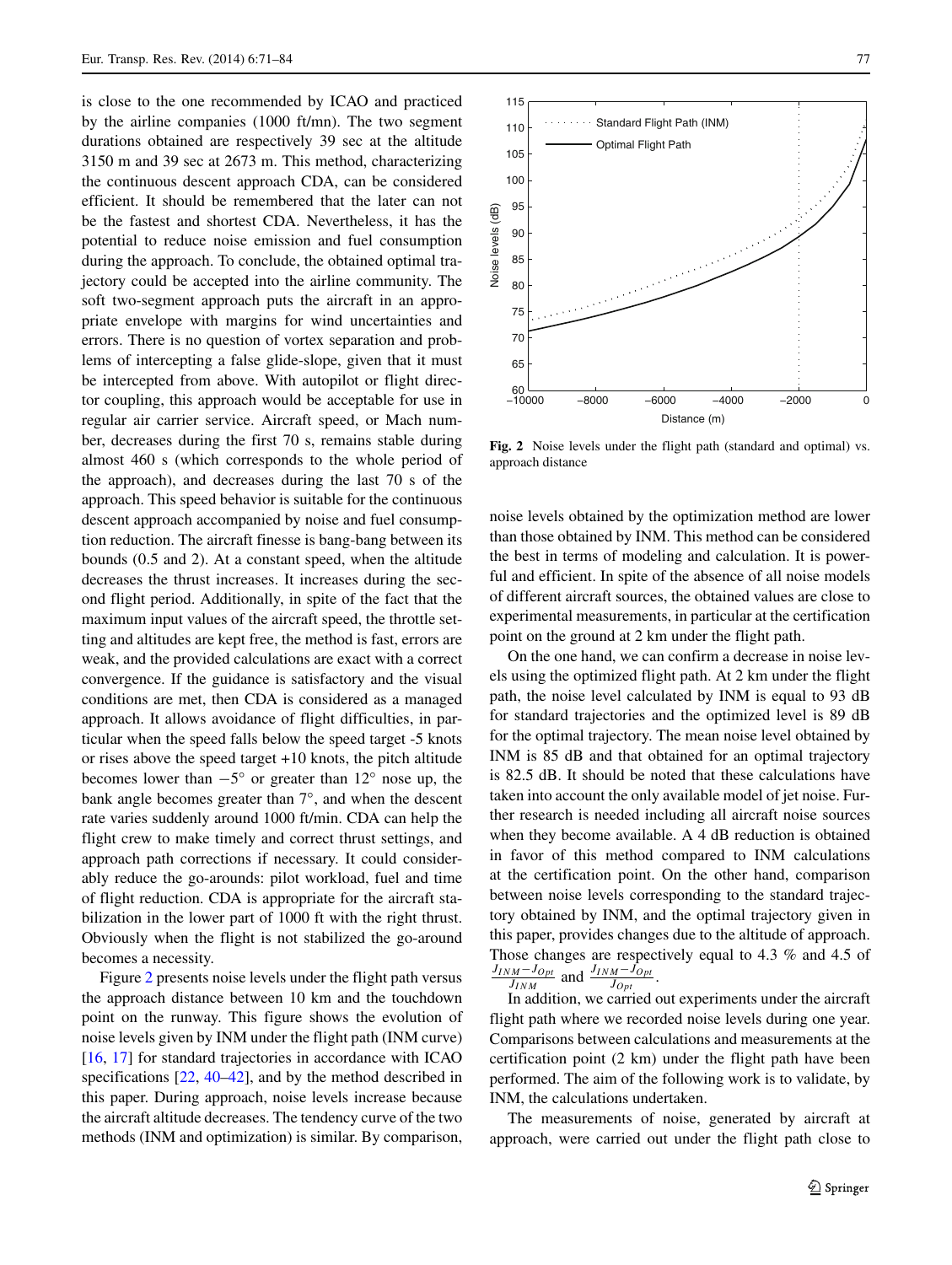is close to the one recommended by ICAO and practiced by the airline companies (1000 ft/mn). The two segment durations obtained are respectively 39 sec at the altitude 3150 m and 39 sec at 2673 m. This method, characterizing the continuous descent approach CDA, can be considered efficient. It should be remembered that the later can not be the fastest and shortest CDA. Nevertheless, it has the potential to reduce noise emission and fuel consumption during the approach. To conclude, the obtained optimal trajectory could be accepted into the airline community. The soft two-segment approach puts the aircraft in an appropriate envelope with margins for wind uncertainties and errors. There is no question of vortex separation and problems of intercepting a false glide-slope, given that it must be intercepted from above. With autopilot or flight director coupling, this approach would be acceptable for use in regular air carrier service. Aircraft speed, or Mach number, decreases during the first 70 s, remains stable during almost 460 s (which corresponds to the whole period of the approach), and decreases during the last 70 s of the approach. This speed behavior is suitable for the continuous descent approach accompanied by noise and fuel consumption reduction. The aircraft finesse is bang-bang between its bounds (0.5 and 2). At a constant speed, when the altitude decreases the thrust increases. It increases during the second flight period. Additionally, in spite of the fact that the maximum input values of the aircraft speed, the throttle setting and altitudes are kept free, the method is fast, errors are weak, and the provided calculations are exact with a correct convergence. If the guidance is satisfactory and the visual conditions are met, then CDA is considered as a managed approach. It allows avoidance of flight difficulties, in particular when the speed falls below the speed target -5 knots or rises above the speed target +10 knots, the pitch altitude becomes lower than $-5°$ or greater than $12°$ nose up, the bank angle becomes greater than $7°$, and when the descent rate varies suddenly around 1000 ft/min. CDA can help the flight crew to make timely and correct thrust settings, and approach path corrections if necessary. It could considerably reduce the go-arounds: pilot workload, fuel and time of flight reduction. CDA is appropriate for the aircraft stabilization in the lower part of 1000 ft with the right thrust. Obviously when the flight is not stabilized the go-around becomes a necessity.

Figure 2 presents noise levels under the flight path versus the approach distance between 10 km and the touchdown point on the runway. This figure shows the evolution of noise levels given by INM under the flight path (INM curve) [16, 17] for standard trajectories in accordance with ICAO specifications [22, 40–42], and by the method described in this paper. During approach, noise levels increase because the aircraft altitude decreases. The tendency curve of the two methods (INM and optimization) is similar. By comparison, noise levels obtained by the optimization method are lower than those obtained by INM. This method can be considered the best in terms of modeling and calculation. It is powerful and efficient. In spite of the absence of all noise models of different aircraft sources, the obtained values are close to experimental measurements, in particular at the certification point on the ground at 2 km under the flight path.

**Fig. 2** Noise levels under the flight path (standard and optimal) vs. approach distance

On the one hand, we can confirm a decrease in noise levels using the optimized flight path. At 2 km under the flight path, the noise level calculated by INM is equal to 93 dB for standard trajectories and the optimized level is 89 dB for the optimal trajectory. The mean noise level obtained by INM is 85 dB and that obtained for an optimal trajectory is 82.5 dB. It should be noted that these calculations have taken into account the only available model of jet noise. Further research is needed including all aircraft noise sources when they become available. A 4 dB reduction is obtained in favor of this method compared to INM calculations at the certification point. On the other hand, comparison between noise levels corresponding to the standard trajectory obtained by INM, and the optimal trajectory given in this paper, provides changes due to the altitude of approach. Those changes are respectively equal to 4.3 % and 4.5 of $\frac{J_{INM}-J_{Opt}}{J_{INM}}$ and $\frac{J_{INM}-J_{Opt}}{J_{Opt}}$.

In addition, we carried out experiments under the aircraft flight path where we recorded noise levels during one year. Comparisons between calculations and measurements at the certification point (2 km) under the flight path have been performed. The aim of the following work is to validate, by INM, the calculations undertaken.

The measurements of noise, generated by aircraft at approach, were carried out under the flight path close to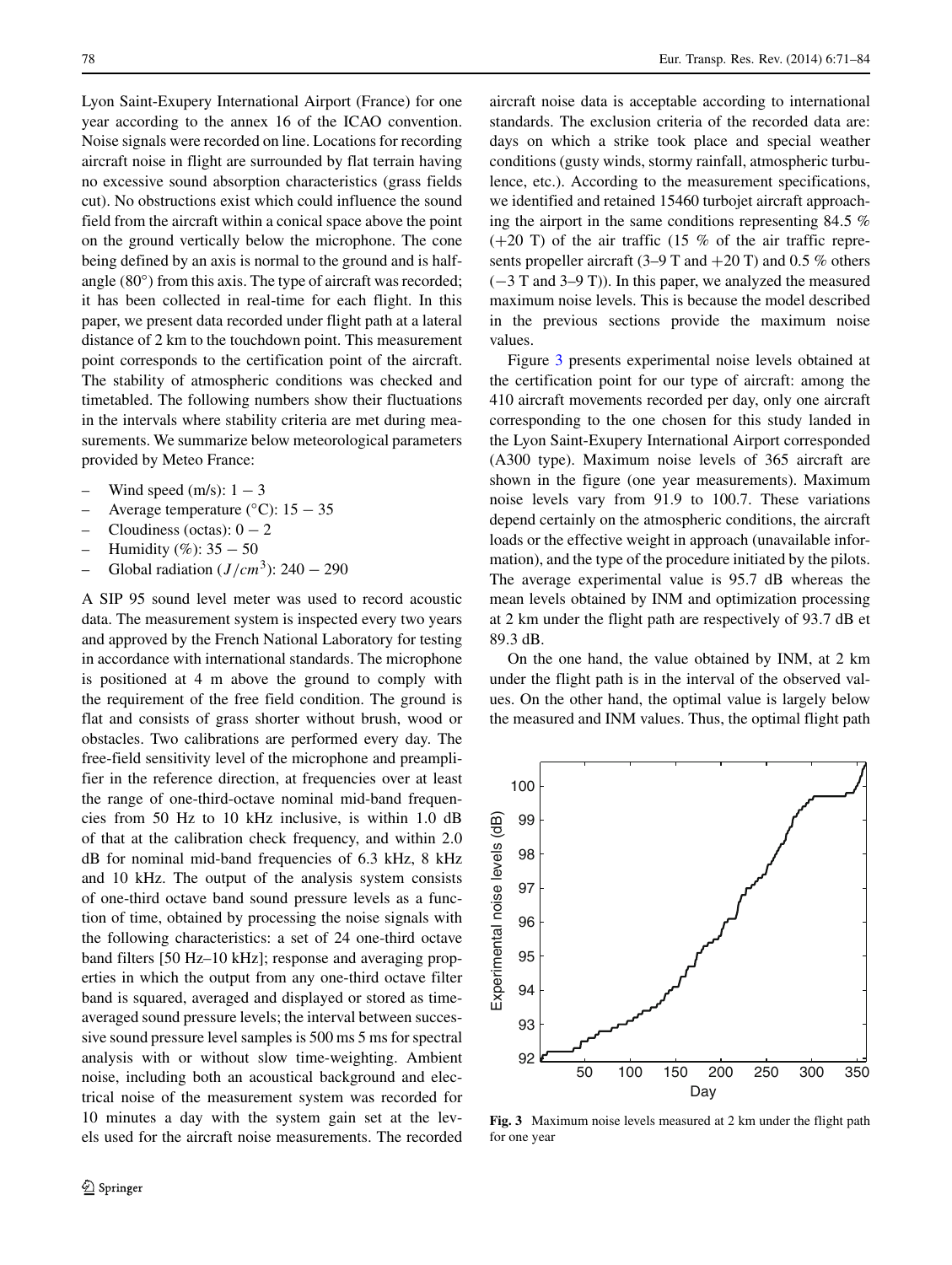Lyon Saint-Exupery International Airport (France) for one year according to the annex 16 of the ICAO convention. Noise signals were recorded on line. Locations for recording aircraft noise in flight are surrounded by flat terrain having no excessive sound absorption characteristics (grass fields cut). No obstructions exist which could influence the sound field from the aircraft within a conical space above the point on the ground vertically below the microphone. The cone being defined by an axis is normal to the ground and is half-angle (80°) from this axis. The type of aircraft was recorded; it has been collected in real-time for each flight. In this paper, we present data recorded under flight path at a lateral distance of 2 km to the touchdown point. This measurement point corresponds to the certification point of the aircraft. The stability of atmospheric conditions was checked and timetabled. The following numbers show their fluctuations in the intervals where stability criteria are met during measurements. We summarize below meteorological parameters provided by Meteo France:

- Wind speed (m/s): $1 - 3$
- Average temperature (°C): $15 - 35$
- Cloudiness (octas): $0 - 2$
- Humidity (%): $35 - 50$
- Global radiation ($J/cm^3$): $240 - 290$

A SIP 95 sound level meter was used to record acoustic data. The measurement system is inspected every two years and approved by the French National Laboratory for testing in accordance with international standards. The microphone is positioned at 4 m above the ground to comply with the requirement of the free field condition. The ground is flat and consists of grass shorter without brush, wood or obstacles. Two calibrations are performed every day. The free-field sensitivity level of the microphone and preamplifier in the reference direction, at frequencies over at least the range of one-third-octave nominal mid-band frequencies from 50 Hz to 10 kHz inclusive, is within 1.0 dB of that at the calibration check frequency, and within 2.0 dB for nominal mid-band frequencies of 6.3 kHz, 8 kHz and 10 kHz. The output of the analysis system consists of one-third octave band sound pressure levels as a function of time, obtained by processing the noise signals with the following characteristics: a set of 24 one-third octave band filters [50 Hz–10 kHz]; response and averaging properties in which the output from any one-third octave filter band is squared, averaged and displayed or stored as time-averaged sound pressure levels; the interval between successive sound pressure level samples is 500 ms 5 ms for spectral analysis with or without slow time-weighting. Ambient noise, including both an acoustical background and electrical noise of the measurement system was recorded for 10 minutes a day with the system gain set at the levels used for the aircraft noise measurements. The recorded aircraft noise data is acceptable according to international standards. The exclusion criteria of the recorded data are: days on which a strike took place and special weather conditions (gusty winds, stormy rainfall, atmospheric turbulence, etc.). According to the measurement specifications, we identified and retained 15460 turbojet aircraft approaching the airport in the same conditions representing 84.5 % (+20 T) of the air traffic (15 % of the air traffic represents propeller aircraft (3–9 T and +20 T) and 0.5 % others (−3 T and 3–9 T)). In this paper, we analyzed the measured maximum noise levels. This is because the model described in the previous sections provide the maximum noise values.

Figure 3 presents experimental noise levels obtained at the certification point for our type of aircraft: among the 410 aircraft movements recorded per day, only one aircraft corresponding to the one chosen for this study landed in the Lyon Saint-Exupery International Airport corresponded (A300 type). Maximum noise levels of 365 aircraft are shown in the figure (one year measurements). Maximum noise levels vary from 91.9 to 100.7. These variations depend certainly on the atmospheric conditions, the aircraft loads or the effective weight in approach (unavailable information), and the type of the procedure initiated by the pilots. The average experimental value is 95.7 dB whereas the mean levels obtained by INM and optimization processing at 2 km under the flight path are respectively of 93.7 dB et 89.3 dB.

On the one hand, the value obtained by INM, at 2 km under the flight path is in the interval of the observed values. On the other hand, the optimal value is largely below the measured and INM values. Thus, the optimal flight path

**Fig. 3** Maximum noise levels measured at 2 km under the flight path for one year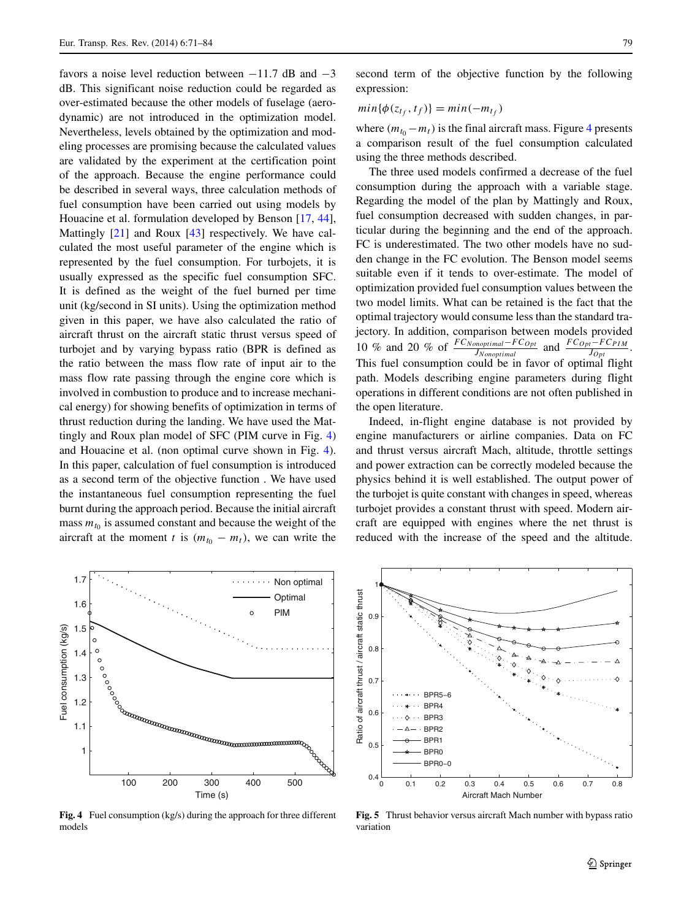favors a noise level reduction between −11.7 dB and −3 dB. This significant noise reduction could be regarded as over-estimated because the other models of fuselage (aerodynamic) are not introduced in the optimization model. Nevertheless, levels obtained by the optimization and modeling processes are promising because the calculated values are validated by the experiment at the certification point of the approach. Because the engine performance could be described in several ways, three calculation methods of fuel consumption have been carried out using models by Houacine et al. formulation developed by Benson [17, 44], Mattingly [21] and Roux [43] respectively. We have calculated the most useful parameter of the engine which is represented by the fuel consumption. For turbojets, it is usually expressed as the specific fuel consumption SFC. It is defined as the weight of the fuel burned per time unit (kg/second in SI units). Using the optimization method given in this paper, we have also calculated the ratio of aircraft thrust on the aircraft static thrust versus speed of turbojet and by varying bypass ratio (BPR is defined as the ratio between the mass flow rate of input air to the mass flow rate passing through the engine core which is involved in combustion to produce and to increase mechanical energy) for showing benefits of optimization in terms of thrust reduction during the landing. We have used the Mattingly and Roux plan model of SFC (PIM curve in Fig. 4) and Houacine et al. (non optimal curve shown in Fig. 4). In this paper, calculation of fuel consumption is introduced as a second term of the objective function . We have used the instantaneous fuel consumption representing the fuel burnt during the approach period. Because the initial aircraft mass $m_{t_0}$ is assumed constant and because the weight of the aircraft at the moment $t$ is $(m_{t_0} - m_t)$, we can write the second term of the objective function by the following expression:

$$min\{\phi(z_{t_f}, t_f)\} = min(-m_{t_f})$$

where $(m_{t_0} - m_t)$ is the final aircraft mass. Figure 4 presents a comparison result of the fuel consumption calculated using the three methods described.

The three used models confirmed a decrease of the fuel consumption during the approach with a variable stage. Regarding the model of the plan by Mattingly and Roux, fuel consumption decreased with sudden changes, in particular during the beginning and the end of the approach. FC is underestimated. The two other models have no sudden change in the FC evolution. The Benson model seems suitable even if it tends to over-estimate. The model of optimization provided fuel consumption values between the two model limits. What can be retained is the fact that the optimal trajectory would consume less than the standard trajectory. In addition, comparison between models provided 10 % and 20 % of $\frac{FC_{Nonoptimal} - FC_{Opt}}{J_{Nonoptimal}}$ and $\frac{FC_{Opt} - FC_{PIM}}{J_{Opt}}$. This fuel consumption could be in favor of optimal flight path. Models describing engine parameters during flight operations in different conditions are not often published in the open literature.

Indeed, in-flight engine database is not provided by engine manufacturers or airline companies. Data on FC and thrust versus aircraft Mach, altitude, throttle settings and power extraction can be correctly modeled because the physics behind it is well established. The output power of the turbojet is quite constant with changes in speed, whereas turbojet provides a constant thrust with speed. Modern aircraft are equipped with engines where the net thrust is reduced with the increase of the speed and the altitude.

**Fig. 4** Fuel consumption (kg/s) during the approach for three different models

**Fig. 5** Thrust behavior versus aircraft Mach number with bypass ratio variation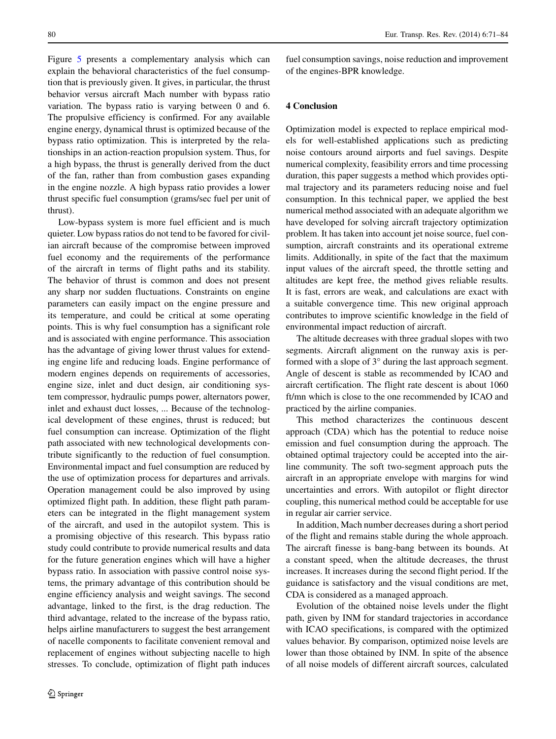Figure 5 presents a complementary analysis which can explain the behavioral characteristics of the fuel consumption that is previously given. It gives, in particular, the thrust behavior versus aircraft Mach number with bypass ratio variation. The bypass ratio is varying between 0 and 6. The propulsive efficiency is confirmed. For any available engine energy, dynamical thrust is optimized because of the bypass ratio optimization. This is interpreted by the relationships in an action-reaction propulsion system. Thus, for a high bypass, the thrust is generally derived from the duct of the fan, rather than from combustion gases expanding in the engine nozzle. A high bypass ratio provides a lower thrust specific fuel consumption (grams/sec fuel per unit of thrust).

Low-bypass system is more fuel efficient and is much quieter. Low bypass ratios do not tend to be favored for civilian aircraft because of the compromise between improved fuel economy and the requirements of the performance of the aircraft in terms of flight paths and its stability. The behavior of thrust is common and does not present any sharp nor sudden fluctuations. Constraints on engine parameters can easily impact on the engine pressure and its temperature, and could be critical at some operating points. This is why fuel consumption has a significant role and is associated with engine performance. This association has the advantage of giving lower thrust values for extending engine life and reducing loads. Engine performance of modern engines depends on requirements of accessories, engine size, inlet and duct design, air conditioning system compressor, hydraulic pumps power, alternators power, inlet and exhaust duct losses, ... Because of the technological development of these engines, thrust is reduced; but fuel consumption can increase. Optimization of the flight path associated with new technological developments contribute significantly to the reduction of fuel consumption. Environmental impact and fuel consumption are reduced by the use of optimization process for departures and arrivals. Operation management could be also improved by using optimized flight path. In addition, these flight path parameters can be integrated in the flight management system of the aircraft, and used in the autopilot system. This is a promising objective of this research. This bypass ratio study could contribute to provide numerical results and data for the future generation engines which will have a higher bypass ratio. In association with passive control noise systems, the primary advantage of this contribution should be engine efficiency analysis and weight savings. The second advantage, linked to the first, is the drag reduction. The third advantage, related to the increase of the bypass ratio, helps airline manufacturers to suggest the best arrangement of nacelle components to facilitate convenient removal and replacement of engines without subjecting nacelle to high stresses. To conclude, optimization of flight path induces fuel consumption savings, noise reduction and improvement of the engines-BPR knowledge.

## 4 Conclusion

Optimization model is expected to replace empirical models for well-established applications such as predicting noise contours around airports and fuel savings. Despite numerical complexity, feasibility errors and time processing duration, this paper suggests a method which provides optimal trajectory and its parameters reducing noise and fuel consumption. In this technical paper, we applied the best numerical method associated with an adequate algorithm we have developed for solving aircraft trajectory optimization problem. It has taken into account jet noise source, fuel consumption, aircraft constraints and its operational extreme limits. Additionally, in spite of the fact that the maximum input values of the aircraft speed, the throttle setting and altitudes are kept free, the method gives reliable results. It is fast, errors are weak, and calculations are exact with a suitable convergence time. This new original approach contributes to improve scientific knowledge in the field of environmental impact reduction of aircraft.

The altitude decreases with three gradual slopes with two segments. Aircraft alignment on the runway axis is performed with a slope of 3° during the last approach segment. Angle of descent is stable as recommended by ICAO and aircraft certification. The flight rate descent is about 1060 ft/mn which is close to the one recommended by ICAO and practiced by the airline companies.

This method characterizes the continuous descent approach (CDA) which has the potential to reduce noise emission and fuel consumption during the approach. The obtained optimal trajectory could be accepted into the airline community. The soft two-segment approach puts the aircraft in an appropriate envelope with margins for wind uncertainties and errors. With autopilot or flight director coupling, this numerical method could be acceptable for use in regular air carrier service.

In addition, Mach number decreases during a short period of the flight and remains stable during the whole approach. The aircraft finesse is bang-bang between its bounds. At a constant speed, when the altitude decreases, the thrust increases. It increases during the second flight period. If the guidance is satisfactory and the visual conditions are met, CDA is considered as a managed approach.

Evolution of the obtained noise levels under the flight path, given by INM for standard trajectories in accordance with ICAO specifications, is compared with the optimized values behavior. By comparison, optimized noise levels are lower than those obtained by INM. In spite of the absence of all noise models of different aircraft sources, calculated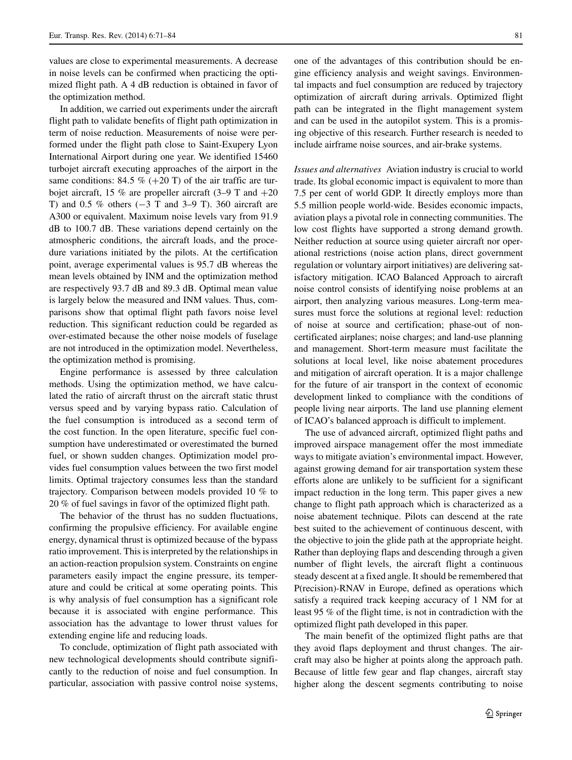values are close to experimental measurements. A decrease in noise levels can be confirmed when practicing the optimized flight path. A 4 dB reduction is obtained in favor of the optimization method.

In addition, we carried out experiments under the aircraft flight path to validate benefits of flight path optimization in term of noise reduction. Measurements of noise were performed under the flight path close to Saint-Exupery Lyon International Airport during one year. We identified 15460 turbojet aircraft executing approaches of the airport in the same conditions: 84.5 % (+20 T) of the air traffic are turbojet aircraft, 15 % are propeller aircraft (3–9 T and +20 T) and 0.5 % others (−3 T and 3–9 T). 360 aircraft are A300 or equivalent. Maximum noise levels vary from 91.9 dB to 100.7 dB. These variations depend certainly on the atmospheric conditions, the aircraft loads, and the procedure variations initiated by the pilots. At the certification point, average experimental values is 95.7 dB whereas the mean levels obtained by INM and the optimization method are respectively 93.7 dB and 89.3 dB. Optimal mean value is largely below the measured and INM values. Thus, comparisons show that optimal flight path favors noise level reduction. This significant reduction could be regarded as over-estimated because the other noise models of fuselage are not introduced in the optimization model. Nevertheless, the optimization method is promising.

Engine performance is assessed by three calculation methods. Using the optimization method, we have calculated the ratio of aircraft thrust on the aircraft static thrust versus speed and by varying bypass ratio. Calculation of the fuel consumption is introduced as a second term of the cost function. In the open literature, specific fuel consumption have underestimated or overestimated the burned fuel, or shown sudden changes. Optimization model provides fuel consumption values between the two first model limits. Optimal trajectory consumes less than the standard trajectory. Comparison between models provided 10 % to 20 % of fuel savings in favor of the optimized flight path.

The behavior of the thrust has no sudden fluctuations, confirming the propulsive efficiency. For available engine energy, dynamical thrust is optimized because of the bypass ratio improvement. This is interpreted by the relationships in an action-reaction propulsion system. Constraints on engine parameters easily impact the engine pressure, its temperature and could be critical at some operating points. This is why analysis of fuel consumption has a significant role because it is associated with engine performance. This association has the advantage to lower thrust values for extending engine life and reducing loads.

To conclude, optimization of flight path associated with new technological developments should contribute significantly to the reduction of noise and fuel consumption. In particular, association with passive control noise systems, one of the advantages of this contribution should be engine efficiency analysis and weight savings. Environmental impacts and fuel consumption are reduced by trajectory optimization of aircraft during arrivals. Optimized flight path can be integrated in the flight management system and can be used in the autopilot system. This is a promising objective of this research. Further research is needed to include airframe noise sources, and air-brake systems.

*Issues and alternatives* Aviation industry is crucial to world trade. Its global economic impact is equivalent to more than 7.5 per cent of world GDP. It directly employs more than 5.5 million people world-wide. Besides economic impacts, aviation plays a pivotal role in connecting communities. The low cost flights have supported a strong demand growth. Neither reduction at source using quieter aircraft nor operational restrictions (noise action plans, direct government regulation or voluntary airport initiatives) are delivering satisfactory mitigation. ICAO Balanced Approach to aircraft noise control consists of identifying noise problems at an airport, then analyzing various measures. Long-term measures must force the solutions at regional level: reduction of noise at source and certification; phase-out of non-certificated airplanes; noise charges; and land-use planning and management. Short-term measure must facilitate the solutions at local level, like noise abatement procedures and mitigation of aircraft operation. It is a major challenge for the future of air transport in the context of economic development linked to compliance with the conditions of people living near airports. The land use planning element of ICAO's balanced approach is difficult to implement.

The use of advanced aircraft, optimized flight paths and improved airspace management offer the most immediate ways to mitigate aviation's environmental impact. However, against growing demand for air transportation system these efforts alone are unlikely to be sufficient for a significant impact reduction in the long term. This paper gives a new change to flight path approach which is characterized as a noise abatement technique. Pilots can descend at the rate best suited to the achievement of continuous descent, with the objective to join the glide path at the appropriate height. Rather than deploying flaps and descending through a given number of flight levels, the aircraft flight a continuous steady descent at a fixed angle. It should be remembered that P(recision)-RNAV in Europe, defined as operations which satisfy a required track keeping accuracy of 1 NM for at least 95 % of the flight time, is not in contradiction with the optimized flight path developed in this paper.

The main benefit of the optimized flight paths are that they avoid flaps deployment and thrust changes. The aircraft may also be higher at points along the approach path. Because of little few gear and flap changes, aircraft stay higher along the descent segments contributing to noise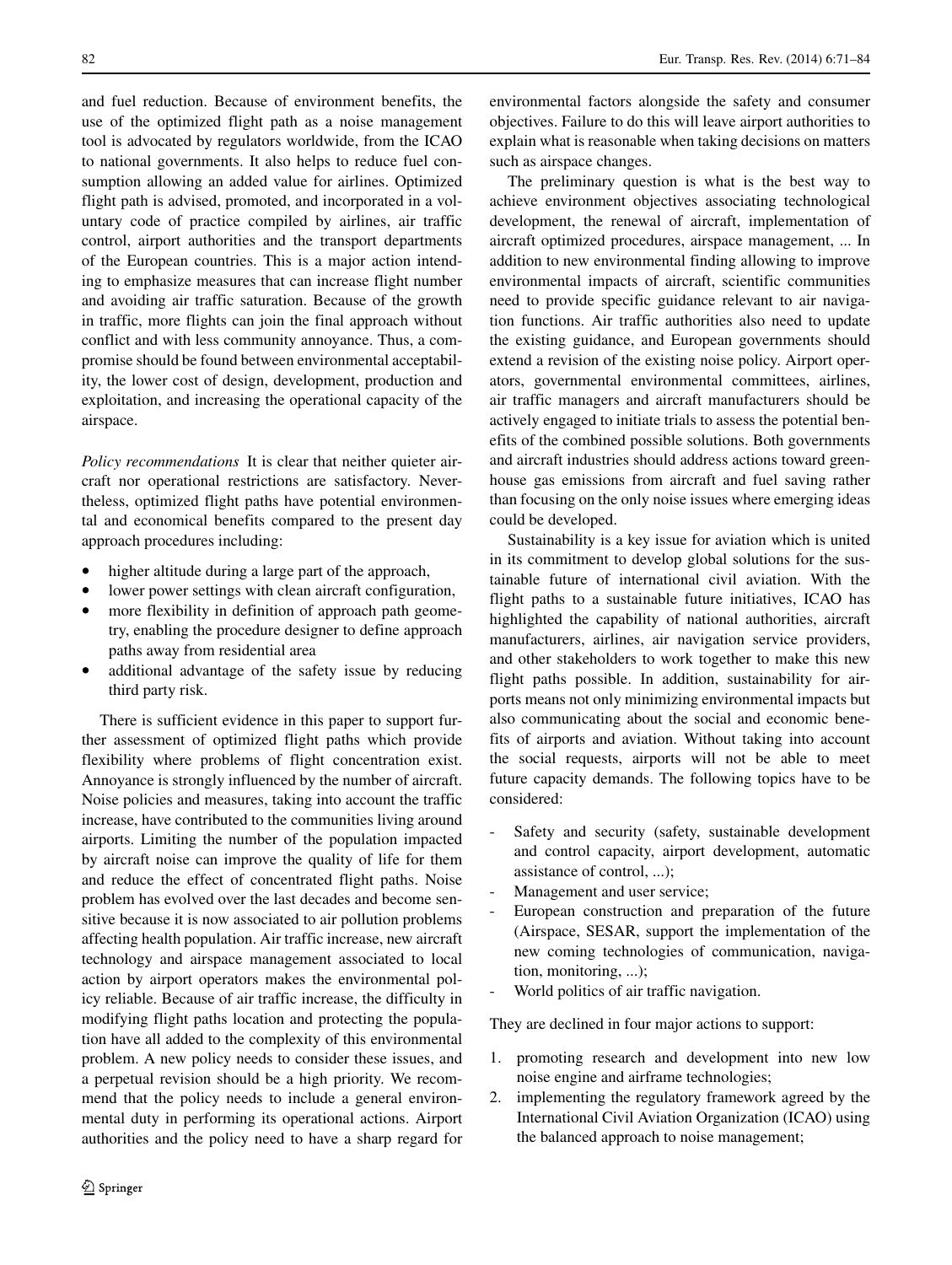and fuel reduction. Because of environment benefits, the use of the optimized flight path as a noise management tool is advocated by regulators worldwide, from the ICAO to national governments. It also helps to reduce fuel consumption allowing an added value for airlines. Optimized flight path is advised, promoted, and incorporated in a voluntary code of practice compiled by airlines, air traffic control, airport authorities and the transport departments of the European countries. This is a major action intending to emphasize measures that can increase flight number and avoiding air traffic saturation. Because of the growth in traffic, more flights can join the final approach without conflict and with less community annoyance. Thus, a compromise should be found between environmental acceptability, the lower cost of design, development, production and exploitation, and increasing the operational capacity of the airspace.

*Policy recommendations* It is clear that neither quieter aircraft nor operational restrictions are satisfactory. Nevertheless, optimized flight paths have potential environmental and economical benefits compared to the present day approach procedures including:

- higher altitude during a large part of the approach,
- lower power settings with clean aircraft configuration,
- more flexibility in definition of approach path geometry, enabling the procedure designer to define approach paths away from residential area
- additional advantage of the safety issue by reducing third party risk.

There is sufficient evidence in this paper to support further assessment of optimized flight paths which provide flexibility where problems of flight concentration exist. Annoyance is strongly influenced by the number of aircraft. Noise policies and measures, taking into account the traffic increase, have contributed to the communities living around airports. Limiting the number of the population impacted by aircraft noise can improve the quality of life for them and reduce the effect of concentrated flight paths. Noise problem has evolved over the last decades and become sensitive because it is now associated to air pollution problems affecting health population. Air traffic increase, new aircraft technology and airspace management associated to local action by airport operators makes the environmental policy reliable. Because of air traffic increase, the difficulty in modifying flight paths location and protecting the population have all added to the complexity of this environmental problem. A new policy needs to consider these issues, and a perpetual revision should be a high priority. We recommend that the policy needs to include a general environmental duty in performing its operational actions. Airport authorities and the policy need to have a sharp regard for environmental factors alongside the safety and consumer objectives. Failure to do this will leave airport authorities to explain what is reasonable when taking decisions on matters such as airspace changes.

The preliminary question is what is the best way to achieve environment objectives associating technological development, the renewal of aircraft, implementation of aircraft optimized procedures, airspace management, ... In addition to new environmental finding allowing to improve environmental impacts of aircraft, scientific communities need to provide specific guidance relevant to air navigation functions. Air traffic authorities also need to update the existing guidance, and European governments should extend a revision of the existing noise policy. Airport operators, governmental environmental committees, airlines, air traffic managers and aircraft manufacturers should be actively engaged to initiate trials to assess the potential benefits of the combined possible solutions. Both governments and aircraft industries should address actions toward greenhouse gas emissions from aircraft and fuel saving rather than focusing on the only noise issues where emerging ideas could be developed.

Sustainability is a key issue for aviation which is united in its commitment to develop global solutions for the sustainable future of international civil aviation. With the flight paths to a sustainable future initiatives, ICAO has highlighted the capability of national authorities, aircraft manufacturers, airlines, air navigation service providers, and other stakeholders to work together to make this new flight paths possible. In addition, sustainability for airports means not only minimizing environmental impacts but also communicating about the social and economic benefits of airports and aviation. Without taking into account the social requests, airports will not be able to meet future capacity demands. The following topics have to be considered:

- Safety and security (safety, sustainable development and control capacity, airport development, automatic assistance of control, ...);
- Management and user service;
- European construction and preparation of the future (Airspace, SESAR, support the implementation of the new coming technologies of communication, navigation, monitoring, ...);
- World politics of air traffic navigation.

They are declined in four major actions to support:

1. promoting research and development into new low noise engine and airframe technologies;
2. implementing the regulatory framework agreed by the International Civil Aviation Organization (ICAO) using the balanced approach to noise management;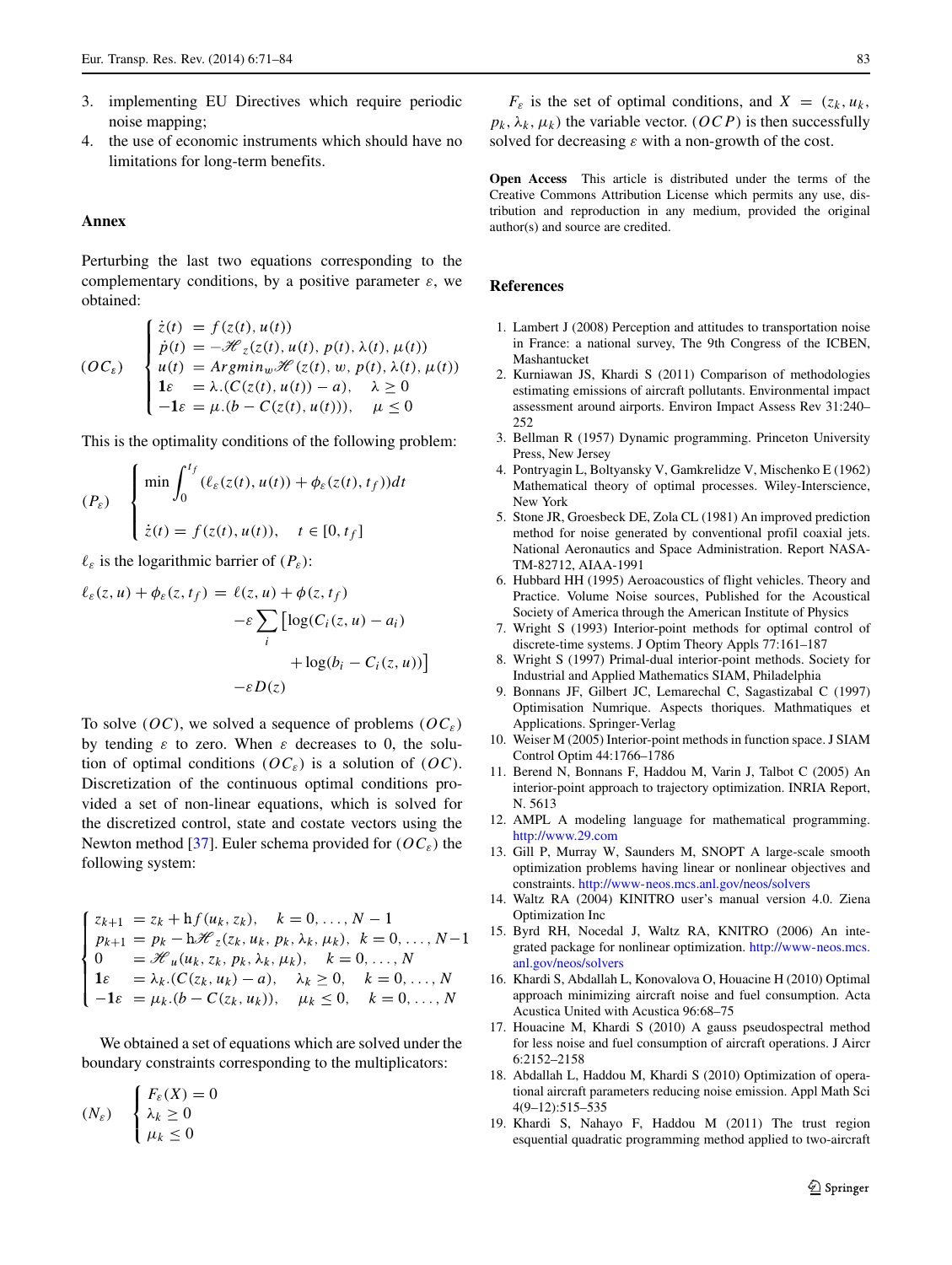3. implementing EU Directives which require periodic noise mapping;
4. the use of economic instruments which should have no limitations for long-term benefits.

## Annex

Perturbing the last two equations corresponding to the complementary conditions, by a positive parameter $\varepsilon$, we obtained:

$$(OC_\varepsilon) \quad \begin{cases} \dot{z}(t) &= f(z(t), u(t)) \\ \dot{p}(t) &= -\mathscr{H}_z(z(t), u(t), p(t), \lambda(t), \mu(t)) \\ u(t) &= Argmin_w \mathscr{H}(z(t), w, p(t), \lambda(t), \mu(t)) \\ \mathbf{1}\varepsilon &= \lambda.(C(z(t), u(t)) - a), \quad \lambda \geq 0 \\ -\mathbf{1}\varepsilon &= \mu.(b - C(z(t), u(t))), \quad \mu \leq 0 \end{cases}$$

This is the optimality conditions of the following problem:

$$(P_\varepsilon) \quad \begin{cases} \min \displaystyle\int_0^{t_f} (\ell_\varepsilon(z(t), u(t)) + \phi_\varepsilon(z(t), t_f))dt \\ \\ \dot{z}(t) = f(z(t), u(t)), \quad t \in [0, t_f] \end{cases}$$

$\ell_\varepsilon$ is the logarithmic barrier of $(P_\varepsilon)$:

$$\begin{aligned} \ell_\varepsilon(z, u) + \phi_\varepsilon(z, t_f) = \; & \ell(z, u) + \phi(z, t_f) \\ & -\varepsilon \sum_i \big[\log(C_i(z, u) - a_i) \\ & \qquad + \log(b_i - C_i(z, u))\big] \\ & -\varepsilon D(z) \end{aligned}$$

To solve $(OC)$, we solved a sequence of problems $(OC_\varepsilon)$ by tending $\varepsilon$ to zero. When $\varepsilon$ decreases to 0, the solution of optimal conditions $(OC_\varepsilon)$ is a solution of $(OC)$. Discretization of the continuous optimal conditions provided a set of non-linear equations, which is solved for the discretized control, state and costate vectors using the Newton method [37]. Euler schema provided for $(OC_\varepsilon)$ the following system:

$$\begin{cases} z_{k+1} &= z_k + \mathrm{h} f(u_k, z_k), \quad k = 0, \ldots, N-1 \\ p_{k+1} &= p_k - \mathrm{h}\mathscr{H}_z(z_k, u_k, p_k, \lambda_k, \mu_k), \quad k = 0, \ldots, N-1 \\ 0 &= \mathscr{H}_u(u_k, z_k, p_k, \lambda_k, \mu_k), \quad k = 0, \ldots, N \\ \mathbf{1}\varepsilon &= \lambda_k.(C(z_k, u_k) - a), \quad \lambda_k \geq 0, \quad k = 0, \ldots, N \\ -\mathbf{1}\varepsilon &= \mu_k.(b - C(z_k, u_k)), \quad \mu_k \leq 0, \quad k = 0, \ldots, N \end{cases}$$

We obtained a set of equations which are solved under the boundary constraints corresponding to the multipliers:

$$(N_\varepsilon) \quad \begin{cases} F_\varepsilon(X) = 0 \\ \lambda_k \geq 0 \\ \mu_k \leq 0 \end{cases}$$

$F_\varepsilon$ is the set of optimal conditions, and $X = (z_k, u_k, p_k, \lambda_k, \mu_k)$ the variable vector. $(OCP)$ is then successfully solved for decreasing $\varepsilon$ with a non-growth of the cost.

**Open Access** This article is distributed under the terms of the Creative Commons Attribution License which permits any use, distribution and reproduction in any medium, provided the original author(s) and source are credited.

## References

1. Lambert J (2008) Perception and attitudes to transportation noise in France: a national survey, The 9th Congress of the ICBEN, Mashantucket
2. Kurniawan JS, Khardi S (2011) Comparison of methodologies estimating emissions of aircraft pollutants. Environmental impact assessment around airports. Environ Impact Assess Rev 31:240–252
3. Bellman R (1957) Dynamic programming. Princeton University Press, New Jersey
4. Pontryagin L, Boltyansky V, Gamkrelidze V, Mischenko E (1962) Mathematical theory of optimal processes. Wiley-Interscience, New York
5. Stone JR, Groesbeck DE, Zola CL (1981) An improved prediction method for noise generated by conventional profil coaxial jets. National Aeronautics and Space Administration. Report NASA-TM-82712, AIAA-1991
6. Hubbard HH (1995) Aeroacoustics of flight vehicles. Theory and Practice. Volume Noise sources, Published for the Acoustical Society of America through the American Institute of Physics
7. Wright S (1993) Interior-point methods for optimal control of discrete-time systems. J Optim Theory Appls 77:161–187
8. Wright S (1997) Primal-dual interior-point methods. Society for Industrial and Applied Mathematics SIAM, Philadelphia
9. Bonnans JF, Gilbert JC, Lemarechal C, Sagastizabal C (1997) Optimisation Numrique. Aspects thoriques. Mathmatiques et Applications. Springer-Verlag
10. Weiser M (2005) Interior-point methods in function space. J SIAM Control Optim 44:1766–1786
11. Berend N, Bonnans F, Haddou M, Varin J, Talbot C (2005) An interior-point approach to trajectory optimization. INRIA Report, N. 5613
12. AMPL A modeling language for mathematical programming. http://www.29.com
13. Gill P, Murray W, Saunders M, SNOPT A large-scale smooth optimization problems having linear or nonlinear objectives and constraints. http://www-neos.mcs.anl.gov/neos/solvers
14. Waltz RA (2004) KINITRO user's manual version 4.0. Ziena Optimization Inc
15. Byrd RH, Nocedal J, Waltz RA, KNITRO (2006) An integrated package for nonlinear optimization. http://www-neos.mcs.anl.gov/neos/solvers
16. Khardi S, Abdallah L, Konovalova O, Houacine H (2010) Optimal approach minimizing aircraft noise and fuel consumption. Acta Acustica United with Acustica 96:68–75
17. Houacine M, Khardi S (2010) A gauss pseudospectral method for less noise and fuel consumption of aircraft operations. J Aircr 6:2152–2158
18. Abdallah L, Haddou M, Khardi S (2010) Optimization of operational aircraft parameters reducing noise emission. Appl Math Sci 4(9–12):515–535
19. Khardi S, Nahayo F, Haddou M (2011) The trust region esquential quadratic programming method applied to two-aircraft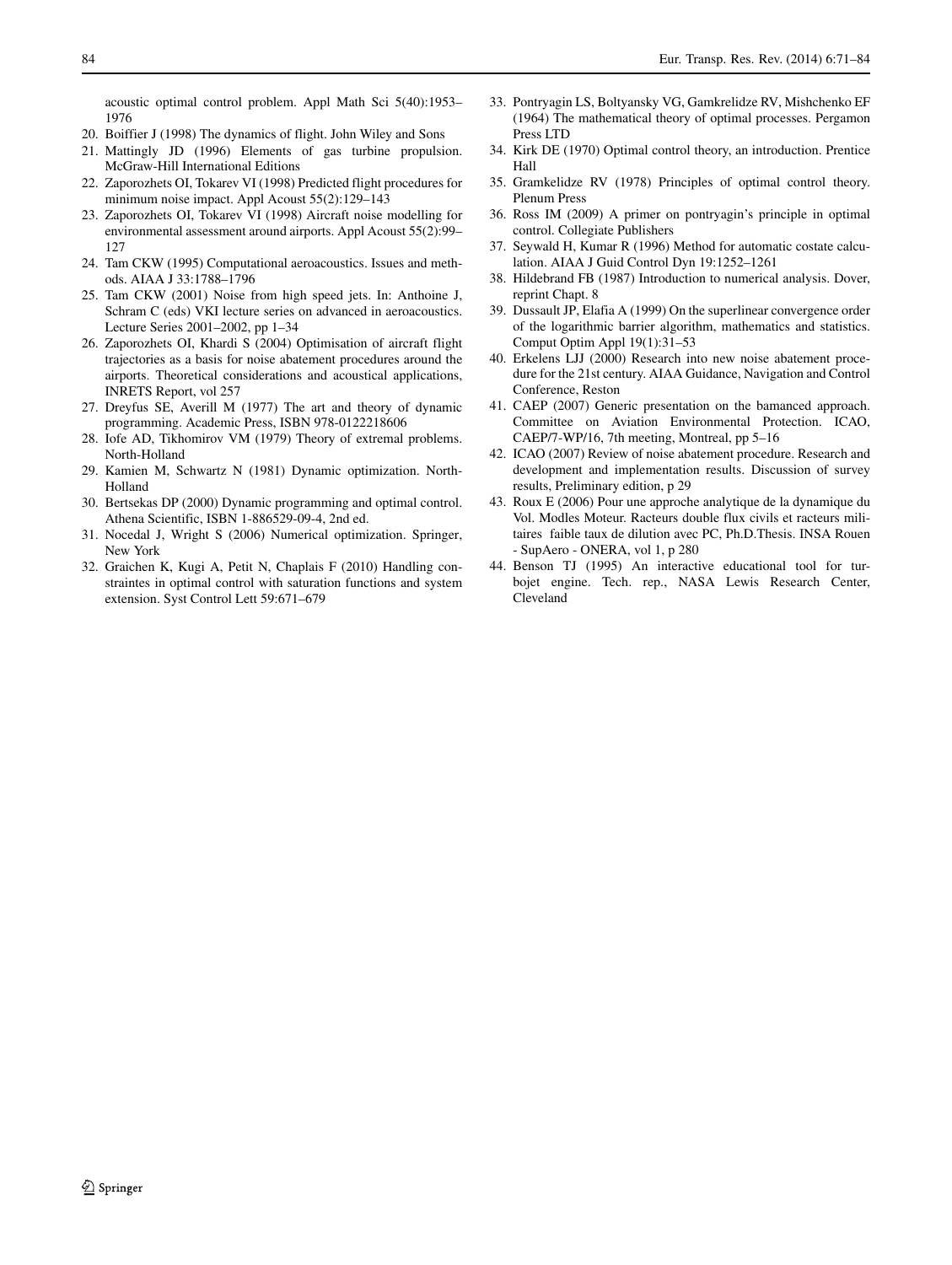acoustic optimal control problem. Appl Math Sci 5(40):1953–1976

20. Boiffier J (1998) The dynamics of flight. John Wiley and Sons
21. Mattingly JD (1996) Elements of gas turbine propulsion. McGraw-Hill International Editions
22. Zaporozhets OI, Tokarev VI (1998) Predicted flight procedures for minimum noise impact. Appl Acoust 55(2):129–143
23. Zaporozhets OI, Tokarev VI (1998) Aircraft noise modelling for environmental assessment around airports. Appl Acoust 55(2):99–127
24. Tam CKW (1995) Computational aeroacoustics. Issues and methods. AIAA J 33:1788–1796
25. Tam CKW (2001) Noise from high speed jets. In: Anthoine J, Schram C (eds) VKI lecture series on advanced in aeroacoustics. Lecture Series 2001–2002, pp 1–34
26. Zaporozhets OI, Khardi S (2004) Optimisation of aircraft flight trajectories as a basis for noise abatement procedures around the airports. Theoretical considerations and acoustical applications, INRETS Report, vol 257
27. Dreyfus SE, Averill M (1977) The art and theory of dynamic programming. Academic Press, ISBN 978-0122218606
28. Iofe AD, Tikhomirov VM (1979) Theory of extremal problems. North-Holland
29. Kamien M, Schwartz N (1981) Dynamic optimization. North-Holland
30. Bertsekas DP (2000) Dynamic programming and optimal control. Athena Scientific, ISBN 1-886529-09-4, 2nd ed.
31. Nocedal J, Wright S (2006) Numerical optimization. Springer, New York
32. Graichen K, Kugi A, Petit N, Chaplais F (2010) Handling constraintes in optimal control with saturation functions and system extension. Syst Control Lett 59:671–679
33. Pontryagin LS, Boltyansky VG, Gamkrelidze RV, Mishchenko EF (1964) The mathematical theory of optimal processes. Pergamon Press LTD
34. Kirk DE (1970) Optimal control theory, an introduction. Prentice Hall
35. Gramkelidze RV (1978) Principles of optimal control theory. Plenum Press
36. Ross IM (2009) A primer on pontryagin's principle in optimal control. Collegiate Publishers
37. Seywald H, Kumar R (1996) Method for automatic costate calculation. AIAA J Guid Control Dyn 19:1252–1261
38. Hildebrand FB (1987) Introduction to numerical analysis. Dover, reprint Chapt. 8
39. Dussault JP, Elafia A (1999) On the superlinear convergence order of the logarithmic barrier algorithm, mathematics and statistics. Comput Optim Appl 19(1):31–53
40. Erkelens LJJ (2000) Research into new noise abatement procedure for the 21st century. AIAA Guidance, Navigation and Control Conference, Reston
41. CAEP (2007) Generic presentation on the bamanced approach. Committee on Aviation Environmental Protection. ICAO, CAEP/7-WP/16, 7th meeting, Montreal, pp 5–16
42. ICAO (2007) Review of noise abatement procedure. Research and development and implementation results. Discussion of survey results, Preliminary edition, p 29
43. Roux E (2006) Pour une approche analytique de la dynamique du Vol. Modles Moteur. Racteurs double flux civils et racteurs militaires faible taux de dilution avec PC, Ph.D.Thesis. INSA Rouen - SupAero - ONERA, vol 1, p 280
44. Benson TJ (1995) An interactive educational tool for turbojet engine. Tech. rep., NASA Lewis Research Center, Cleveland